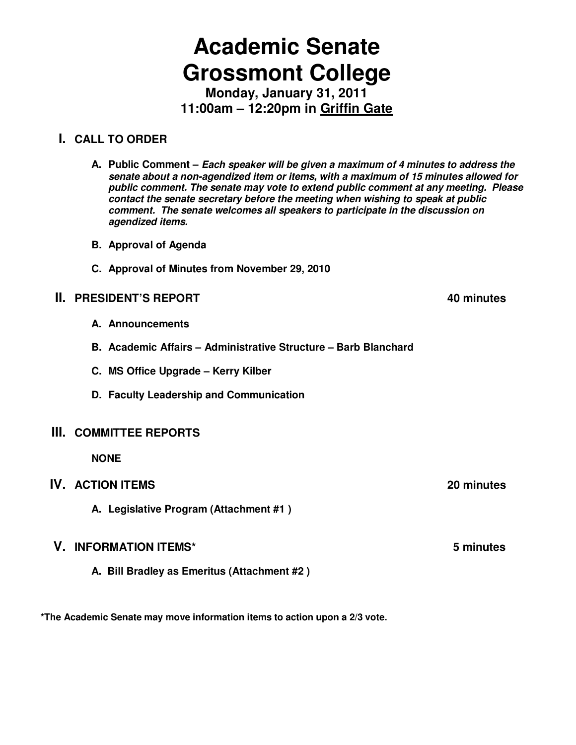# Academic Senate
# Grossmont College

**Monday, January 31, 2011**
**11:00am – 12:20pm in Griffin Gate**

## I. CALL TO ORDER

**A. Public Comment –** ***Each speaker will be given a maximum of 4 minutes to address the senate about a non-agendized item or items, with a maximum of 15 minutes allowed for public comment. The senate may vote to extend public comment at any meeting. Please contact the senate secretary before the meeting when wishing to speak at public comment. The senate welcomes all speakers to participate in the discussion on agendized items.***

**B. Approval of Agenda**

**C. Approval of Minutes from November 29, 2010**

## II. PRESIDENT'S REPORT — 40 minutes

**A. Announcements**

**B. Academic Affairs – Administrative Structure – Barb Blanchard**

**C. MS Office Upgrade – Kerry Kilber**

**D. Faculty Leadership and Communication**

## III. COMMITTEE REPORTS

**NONE**

## IV. ACTION ITEMS — 20 minutes

**A. Legislative Program (Attachment #1 )**

## V. INFORMATION ITEMS* — 5 minutes

**A. Bill Bradley as Emeritus (Attachment #2 )**

**\*The Academic Senate may move information items to action upon a 2/3 vote.**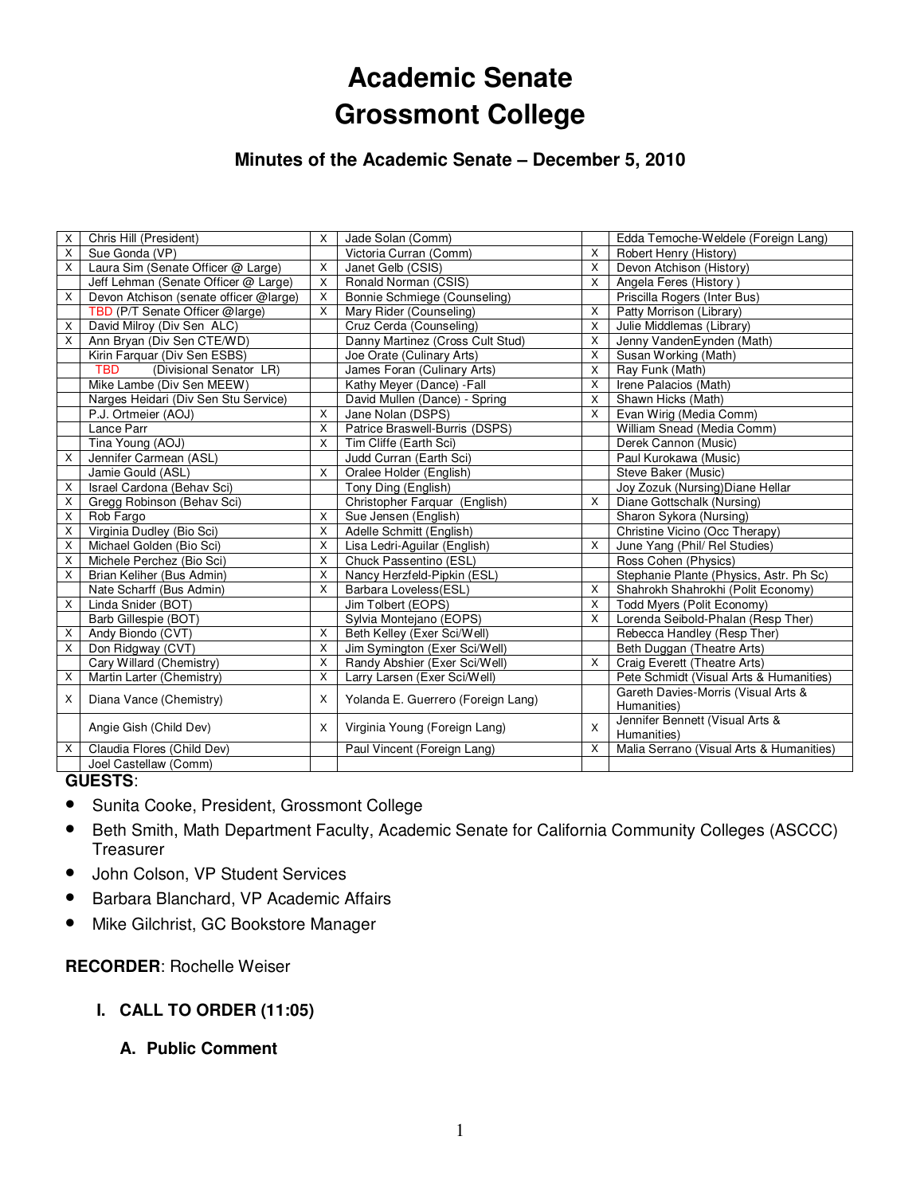# Academic Senate
# Grossmont College

### Minutes of the Academic Senate – December 5, 2010

| | | | | | |
|---|---|---|---|---|---|
| X | Chris Hill (President) | X | Jade Solan (Comm) | | Edda Temoche-Weldele (Foreign Lang) |
| X | Sue Gonda (VP) | | Victoria Curran (Comm) | X | Robert Henry (History) |
| X | Laura Sim (Senate Officer @ Large) | X | Janet Gelb (CSIS) | X | Devon Atchison (History) |
| | Jeff Lehman (Senate Officer @ Large) | X | Ronald Norman (CSIS) | X | Angela Feres (History ) |
| X | Devon Atchison (senate officer @large) | X | Bonnie Schmiege (Counseling) | | Priscilla Rogers (Inter Bus) |
| | TBD (P/T Senate Officer @large) | X | Mary Rider (Counseling) | X | Patty Morrison (Library) |
| X | David Milroy (Div Sen ALC) | | Cruz Cerda (Counseling) | X | Julie Middlemas (Library) |
| X | Ann Bryan (Div Sen CTE/WD) | | Danny Martinez (Cross Cult Stud) | X | Jenny VandenEynden (Math) |
| | Kirin Farquar (Div Sen ESBS) | | Joe Orate (Culinary Arts) | X | Susan Working (Math) |
| | TBD (Divisional Senator LR) | | James Foran (Culinary Arts) | X | Ray Funk (Math) |
| | Mike Lambe (Div Sen MEEW) | | Kathy Meyer (Dance) -Fall | X | Irene Palacios (Math) |
| | Narges Heidari (Div Sen Stu Service) | | David Mullen (Dance) - Spring | X | Shawn Hicks (Math) |
| | P.J. Ortmeier (AOJ) | X | Jane Nolan (DSPS) | X | Evan Wirig (Media Comm) |
| | Lance Parr | X | Patrice Braswell-Burris (DSPS) | | William Snead (Media Comm) |
| | Tina Young (AOJ) | X | Tim Cliffe (Earth Sci) | | Derek Cannon (Music) |
| X | Jennifer Carmean (ASL) | | Judd Curran (Earth Sci) | | Paul Kurokawa (Music) |
| | Jamie Gould (ASL) | X | Oralee Holder (English) | | Steve Baker (Music) |
| X | Israel Cardona (Behav Sci) | | Tony Ding (English) | | Joy Zozuk (Nursing)Diane Hellar |
| X | Gregg Robinson (Behav Sci) | | Christopher Farquar (English) | X | Diane Gottschalk (Nursing) |
| X | Rob Fargo | X | Sue Jensen (English) | | Sharon Sykora (Nursing) |
| X | Virginia Dudley (Bio Sci) | X | Adelle Schmitt (English) | | Christine Vicino (Occ Therapy) |
| X | Michael Golden (Bio Sci) | X | Lisa Ledri-Aguilar (English) | X | June Yang (Phil/ Rel Studies) |
| X | Michele Perchez (Bio Sci) | X | Chuck Passentino (ESL) | | Ross Cohen (Physics) |
| X | Brian Keliher (Bus Admin) | X | Nancy Herzfeld-Pipkin (ESL) | | Stephanie Plante (Physics, Astr. Ph Sc) |
| | Nate Scharff (Bus Admin) | X | Barbara Loveless(ESL) | X | Shahrokh Shahrokhi (Polit Economy) |
| X | Linda Snider (BOT) | | Jim Tolbert (EOPS) | X | Todd Myers (Polit Economy) |
| | Barb Gillespie (BOT) | | Sylvia Montejano (EOPS) | X | Lorenda Seibold-Phalan (Resp Ther) |
| X | Andy Biondo (CVT) | X | Beth Kelley (Exer Sci/Well) | | Rebecca Handley (Resp Ther) |
| X | Don Ridgway (CVT) | X | Jim Symington (Exer Sci/Well) | | Beth Duggan (Theatre Arts) |
| | Cary Willard (Chemistry) | X | Randy Abshier (Exer Sci/Well) | X | Craig Everett (Theatre Arts) |
| X | Martin Larter (Chemistry) | X | Larry Larsen (Exer Sci/Well) | | Pete Schmidt (Visual Arts & Humanities) |
| X | Diana Vance (Chemistry) | X | Yolanda E. Guerrero (Foreign Lang) | | Gareth Davies-Morris (Visual Arts & Humanities) |
| | Angie Gish (Child Dev) | X | Virginia Young (Foreign Lang) | X | Jennifer Bennett (Visual Arts & Humanities) |
| X | Claudia Flores (Child Dev) | | Paul Vincent (Foreign Lang) | X | Malia Serrano (Visual Arts & Humanities) |
| | Joel Castellaw (Comm) | | | | |

**GUESTS**:

- Sunita Cooke, President, Grossmont College
- Beth Smith, Math Department Faculty, Academic Senate for California Community Colleges (ASCCC) Treasurer
- John Colson, VP Student Services
- Barbara Blanchard, VP Academic Affairs
- Mike Gilchrist, GC Bookstore Manager

**RECORDER**: Rochelle Weiser

## I. CALL TO ORDER (11:05)

### A. Public Comment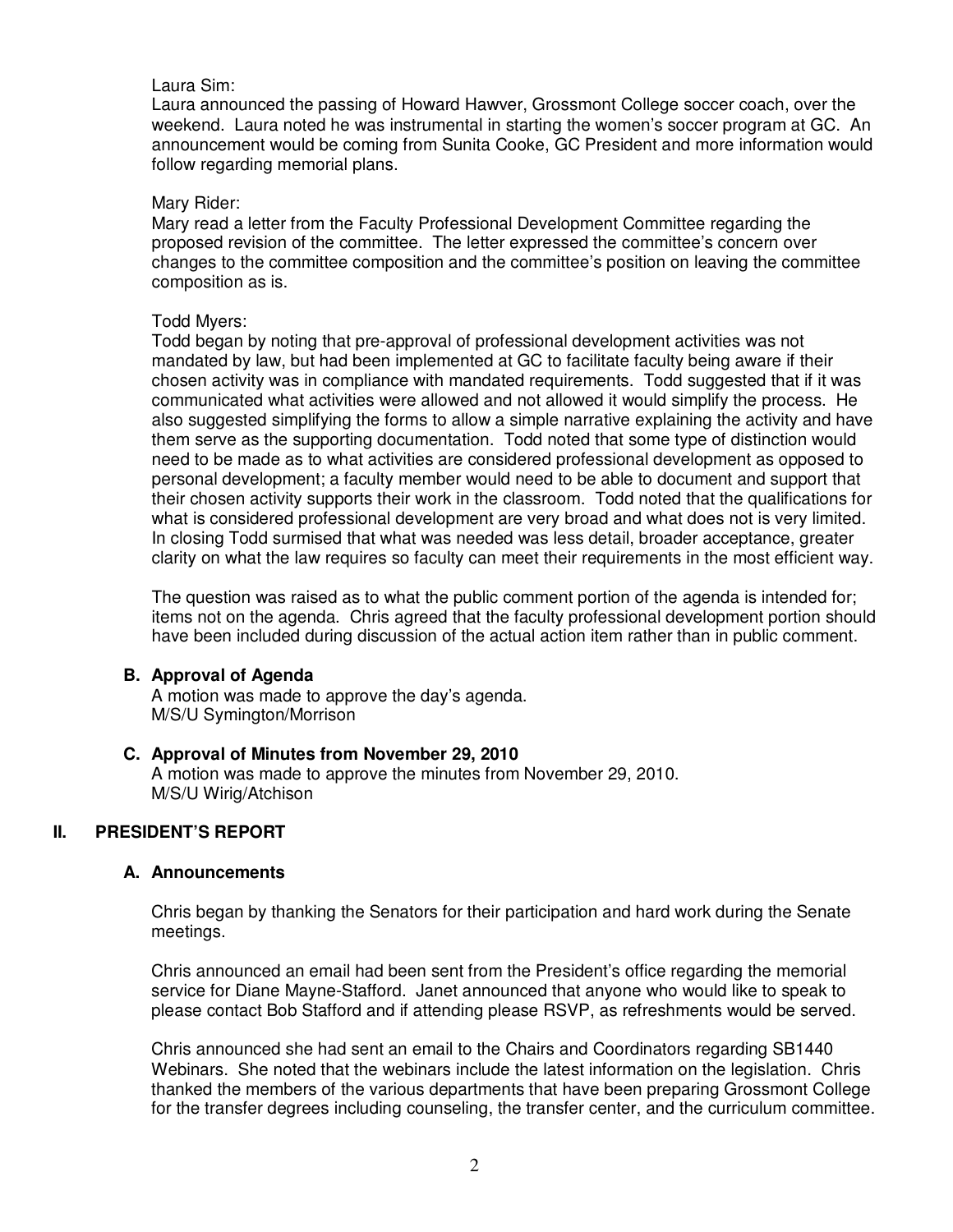Laura Sim:
Laura announced the passing of Howard Hawver, Grossmont College soccer coach, over the weekend. Laura noted he was instrumental in starting the women's soccer program at GC. An announcement would be coming from Sunita Cooke, GC President and more information would follow regarding memorial plans.

Mary Rider:
Mary read a letter from the Faculty Professional Development Committee regarding the proposed revision of the committee. The letter expressed the committee's concern over changes to the committee composition and the committee's position on leaving the committee composition as is.

Todd Myers:
Todd began by noting that pre-approval of professional development activities was not mandated by law, but had been implemented at GC to facilitate faculty being aware if their chosen activity was in compliance with mandated requirements. Todd suggested that if it was communicated what activities were allowed and not allowed it would simplify the process. He also suggested simplifying the forms to allow a simple narrative explaining the activity and have them serve as the supporting documentation. Todd noted that some type of distinction would need to be made as to what activities are considered professional development as opposed to personal development; a faculty member would need to be able to document and support that their chosen activity supports their work in the classroom. Todd noted that the qualifications for what is considered professional development are very broad and what does not is very limited. In closing Todd surmised that what was needed was less detail, broader acceptance, greater clarity on what the law requires so faculty can meet their requirements in the most efficient way.

The question was raised as to what the public comment portion of the agenda is intended for; items not on the agenda. Chris agreed that the faculty professional development portion should have been included during discussion of the actual action item rather than in public comment.

### B. Approval of Agenda

A motion was made to approve the day's agenda.
M/S/U Symington/Morrison

### C. Approval of Minutes from November 29, 2010

A motion was made to approve the minutes from November 29, 2010.
M/S/U Wirig/Atchison

## II. PRESIDENT'S REPORT

### A. Announcements

Chris began by thanking the Senators for their participation and hard work during the Senate meetings.

Chris announced an email had been sent from the President's office regarding the memorial service for Diane Mayne-Stafford. Janet announced that anyone who would like to speak to please contact Bob Stafford and if attending please RSVP, as refreshments would be served.

Chris announced she had sent an email to the Chairs and Coordinators regarding SB1440 Webinars. She noted that the webinars include the latest information on the legislation. Chris thanked the members of the various departments that have been preparing Grossmont College for the transfer degrees including counseling, the transfer center, and the curriculum committee.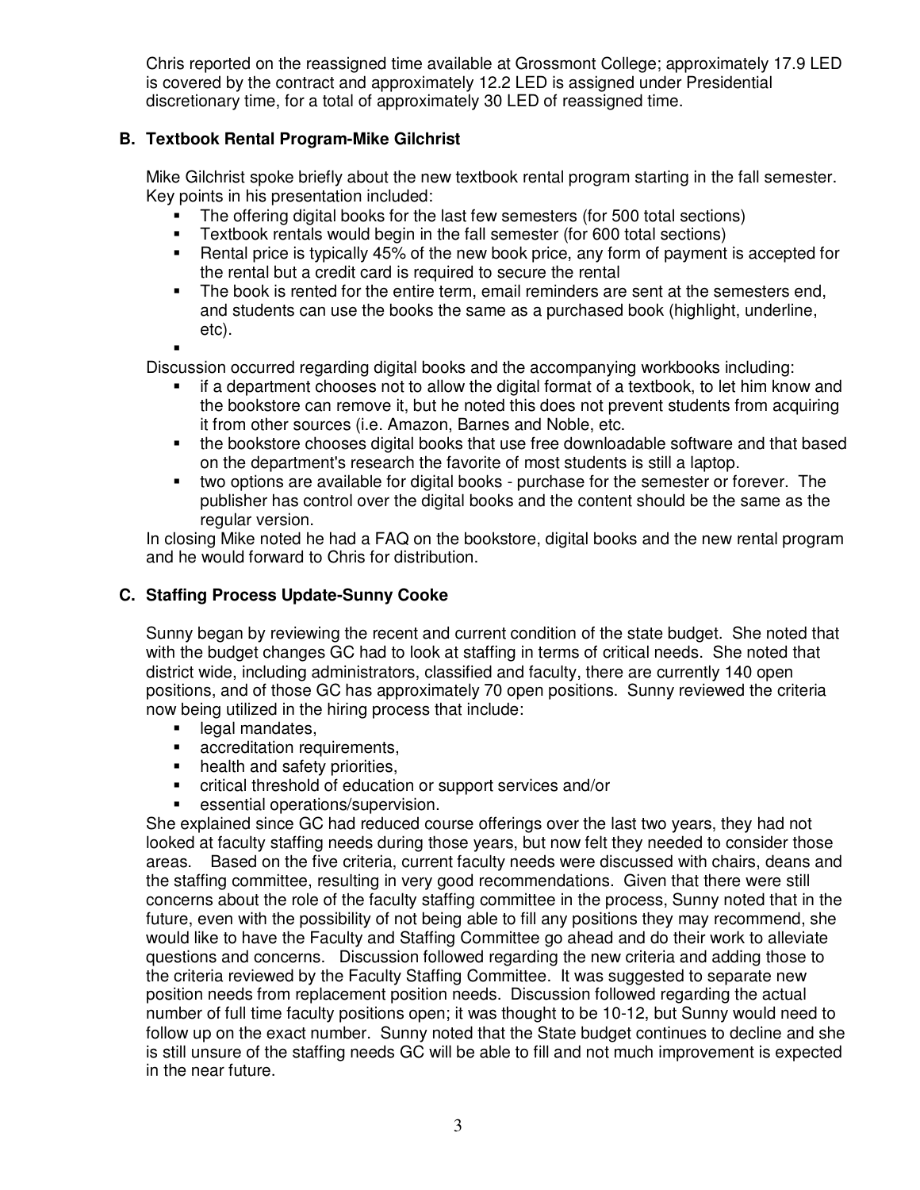Chris reported on the reassigned time available at Grossmont College; approximately 17.9 LED is covered by the contract and approximately 12.2 LED is assigned under Presidential discretionary time, for a total of approximately 30 LED of reassigned time.

### B. Textbook Rental Program-Mike Gilchrist

Mike Gilchrist spoke briefly about the new textbook rental program starting in the fall semester. Key points in his presentation included:

- The offering digital books for the last few semesters (for 500 total sections)
- Textbook rentals would begin in the fall semester (for 600 total sections)
- Rental price is typically 45% of the new book price, any form of payment is accepted for the rental but a credit card is required to secure the rental
- The book is rented for the entire term, email reminders are sent at the semesters end, and students can use the books the same as a purchased book (highlight, underline, etc).
- 

Discussion occurred regarding digital books and the accompanying workbooks including:

- if a department chooses not to allow the digital format of a textbook, to let him know and the bookstore can remove it, but he noted this does not prevent students from acquiring it from other sources (i.e. Amazon, Barnes and Noble, etc.
- the bookstore chooses digital books that use free downloadable software and that based on the department's research the favorite of most students is still a laptop.
- two options are available for digital books - purchase for the semester or forever. The publisher has control over the digital books and the content should be the same as the regular version.

In closing Mike noted he had a FAQ on the bookstore, digital books and the new rental program and he would forward to Chris for distribution.

### C. Staffing Process Update-Sunny Cooke

Sunny began by reviewing the recent and current condition of the state budget. She noted that with the budget changes GC had to look at staffing in terms of critical needs. She noted that district wide, including administrators, classified and faculty, there are currently 140 open positions, and of those GC has approximately 70 open positions. Sunny reviewed the criteria now being utilized in the hiring process that include:

- legal mandates,
- accreditation requirements,
- health and safety priorities,
- critical threshold of education or support services and/or
- essential operations/supervision.

She explained since GC had reduced course offerings over the last two years, they had not looked at faculty staffing needs during those years, but now felt they needed to consider those areas. Based on the five criteria, current faculty needs were discussed with chairs, deans and the staffing committee, resulting in very good recommendations. Given that there were still concerns about the role of the faculty staffing committee in the process, Sunny noted that in the future, even with the possibility of not being able to fill any positions they may recommend, she would like to have the Faculty and Staffing Committee go ahead and do their work to alleviate questions and concerns. Discussion followed regarding the new criteria and adding those to the criteria reviewed by the Faculty Staffing Committee. It was suggested to separate new position needs from replacement position needs. Discussion followed regarding the actual number of full time faculty positions open; it was thought to be 10-12, but Sunny would need to follow up on the exact number. Sunny noted that the State budget continues to decline and she is still unsure of the staffing needs GC will be able to fill and not much improvement is expected in the near future.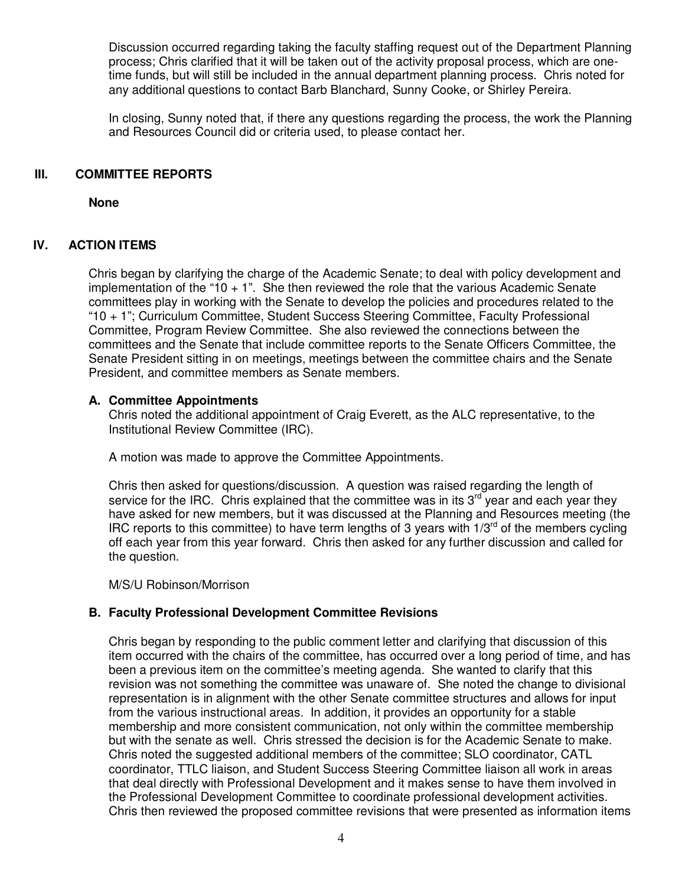Discussion occurred regarding taking the faculty staffing request out of the Department Planning process; Chris clarified that it will be taken out of the activity proposal process, which are one-time funds, but will still be included in the annual department planning process. Chris noted for any additional questions to contact Barb Blanchard, Sunny Cooke, or Shirley Pereira.

In closing, Sunny noted that, if there any questions regarding the process, the work the Planning and Resources Council did or criteria used, to please contact her.

## III. COMMITTEE REPORTS

**None**

## IV. ACTION ITEMS

Chris began by clarifying the charge of the Academic Senate; to deal with policy development and implementation of the "10 + 1". She then reviewed the role that the various Academic Senate committees play in working with the Senate to develop the policies and procedures related to the "10 + 1"; Curriculum Committee, Student Success Steering Committee, Faculty Professional Committee, Program Review Committee. She also reviewed the connections between the committees and the Senate that include committee reports to the Senate Officers Committee, the Senate President sitting in on meetings, meetings between the committee chairs and the Senate President, and committee members as Senate members.

### A. Committee Appointments

Chris noted the additional appointment of Craig Everett, as the ALC representative, to the Institutional Review Committee (IRC).

A motion was made to approve the Committee Appointments.

Chris then asked for questions/discussion. A question was raised regarding the length of service for the IRC. Chris explained that the committee was in its 3rd year and each year they have asked for new members, but it was discussed at the Planning and Resources meeting (the IRC reports to this committee) to have term lengths of 3 years with 1/3rd of the members cycling off each year from this year forward. Chris then asked for any further discussion and called for the question.

M/S/U Robinson/Morrison

### B. Faculty Professional Development Committee Revisions

Chris began by responding to the public comment letter and clarifying that discussion of this item occurred with the chairs of the committee, has occurred over a long period of time, and has been a previous item on the committee's meeting agenda. She wanted to clarify that this revision was not something the committee was unaware of. She noted the change to divisional representation is in alignment with the other Senate committee structures and allows for input from the various instructional areas. In addition, it provides an opportunity for a stable membership and more consistent communication, not only within the committee membership but with the senate as well. Chris stressed the decision is for the Academic Senate to make. Chris noted the suggested additional members of the committee; SLO coordinator, CATL coordinator, TTLC liaison, and Student Success Steering Committee liaison all work in areas that deal directly with Professional Development and it makes sense to have them involved in the Professional Development Committee to coordinate professional development activities. Chris then reviewed the proposed committee revisions that were presented as information items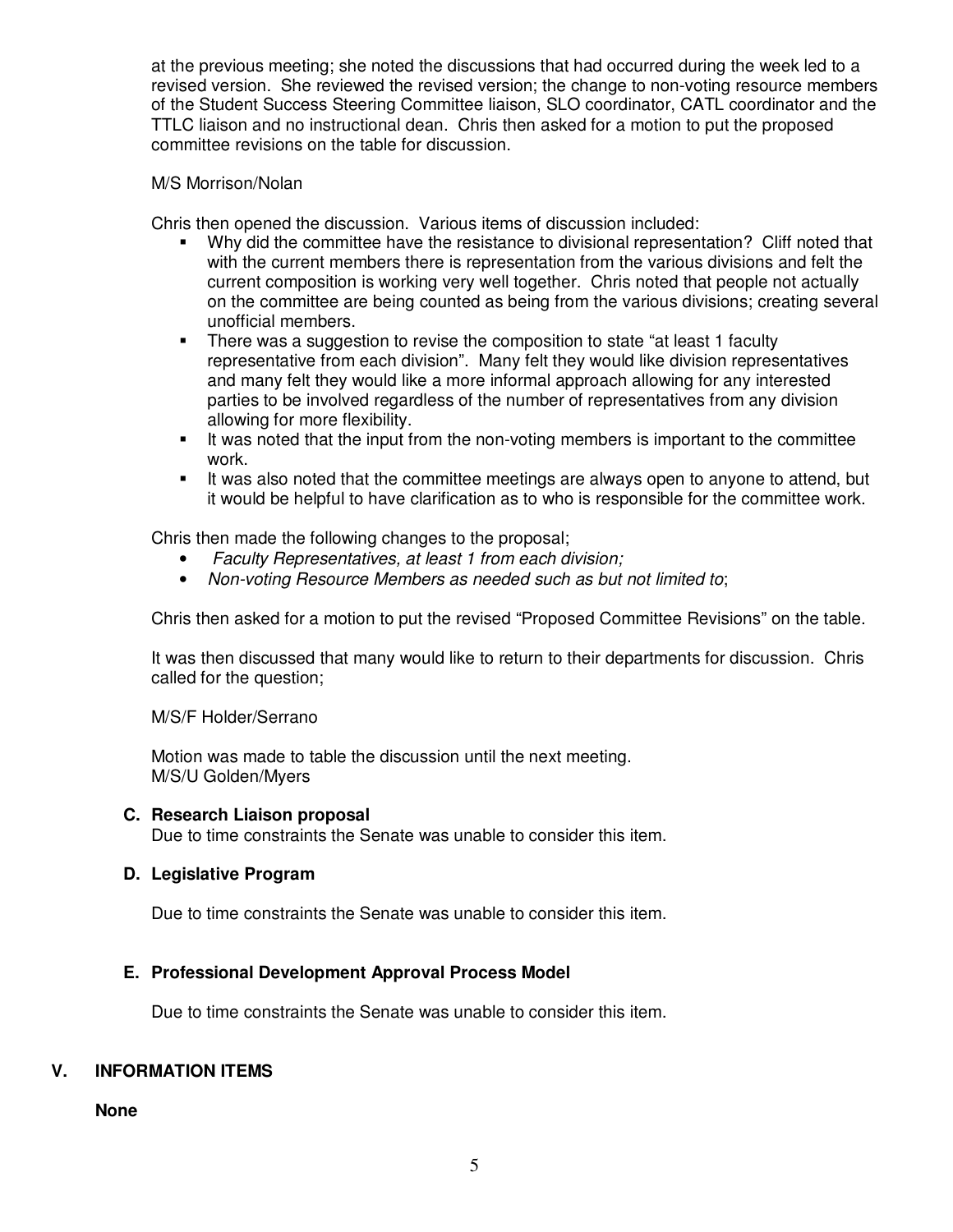at the previous meeting; she noted the discussions that had occurred during the week led to a revised version. She reviewed the revised version; the change to non-voting resource members of the Student Success Steering Committee liaison, SLO coordinator, CATL coordinator and the TTLC liaison and no instructional dean. Chris then asked for a motion to put the proposed committee revisions on the table for discussion.

M/S Morrison/Nolan

Chris then opened the discussion. Various items of discussion included:

- Why did the committee have the resistance to divisional representation? Cliff noted that with the current members there is representation from the various divisions and felt the current composition is working very well together. Chris noted that people not actually on the committee are being counted as being from the various divisions; creating several unofficial members.
- There was a suggestion to revise the composition to state "at least 1 faculty representative from each division". Many felt they would like division representatives and many felt they would like a more informal approach allowing for any interested parties to be involved regardless of the number of representatives from any division allowing for more flexibility.
- It was noted that the input from the non-voting members is important to the committee work.
- It was also noted that the committee meetings are always open to anyone to attend, but it would be helpful to have clarification as to who is responsible for the committee work.

Chris then made the following changes to the proposal;

- *Faculty Representatives, at least 1 from each division;*
- *Non-voting Resource Members as needed such as but not limited to*;

Chris then asked for a motion to put the revised "Proposed Committee Revisions" on the table.

It was then discussed that many would like to return to their departments for discussion. Chris called for the question;

M/S/F Holder/Serrano

Motion was made to table the discussion until the next meeting.
M/S/U Golden/Myers

### C. Research Liaison proposal

Due to time constraints the Senate was unable to consider this item.

### D. Legislative Program

Due to time constraints the Senate was unable to consider this item.

### E. Professional Development Approval Process Model

Due to time constraints the Senate was unable to consider this item.

## V. INFORMATION ITEMS

**None**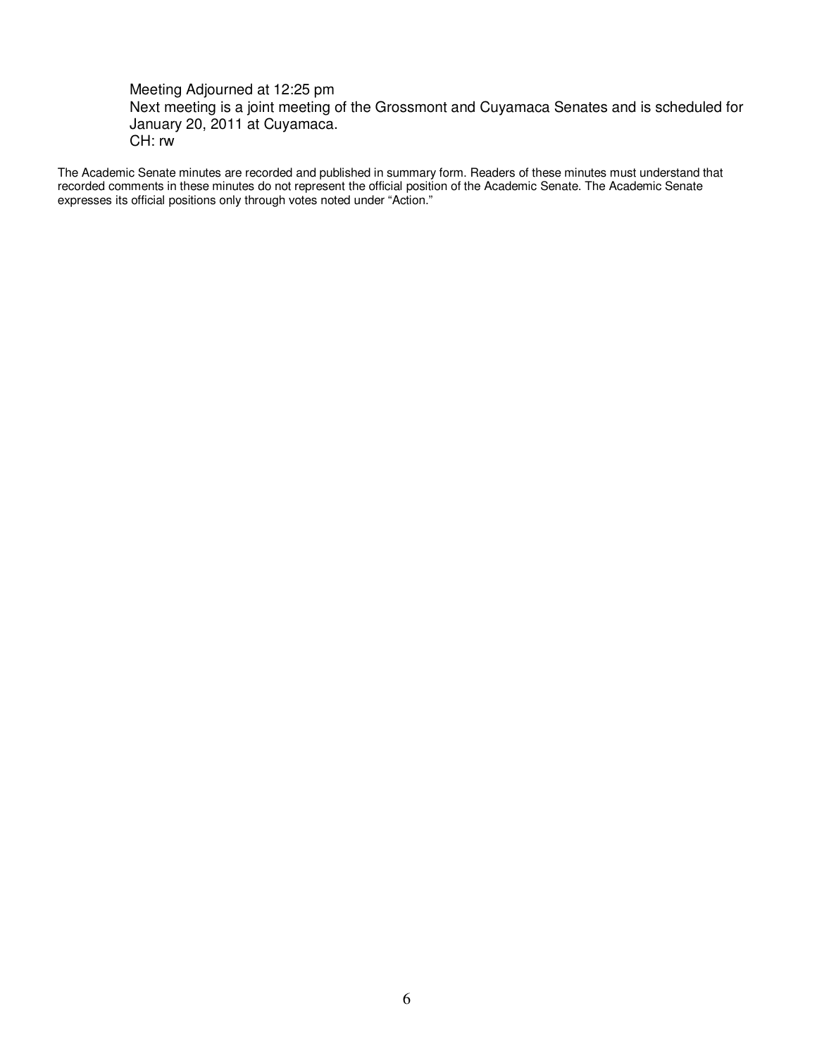Meeting Adjourned at 12:25 pm
Next meeting is a joint meeting of the Grossmont and Cuyamaca Senates and is scheduled for January 20, 2011 at Cuyamaca.
CH: rw

The Academic Senate minutes are recorded and published in summary form. Readers of these minutes must understand that recorded comments in these minutes do not represent the official position of the Academic Senate. The Academic Senate expresses its official positions only through votes noted under "Action."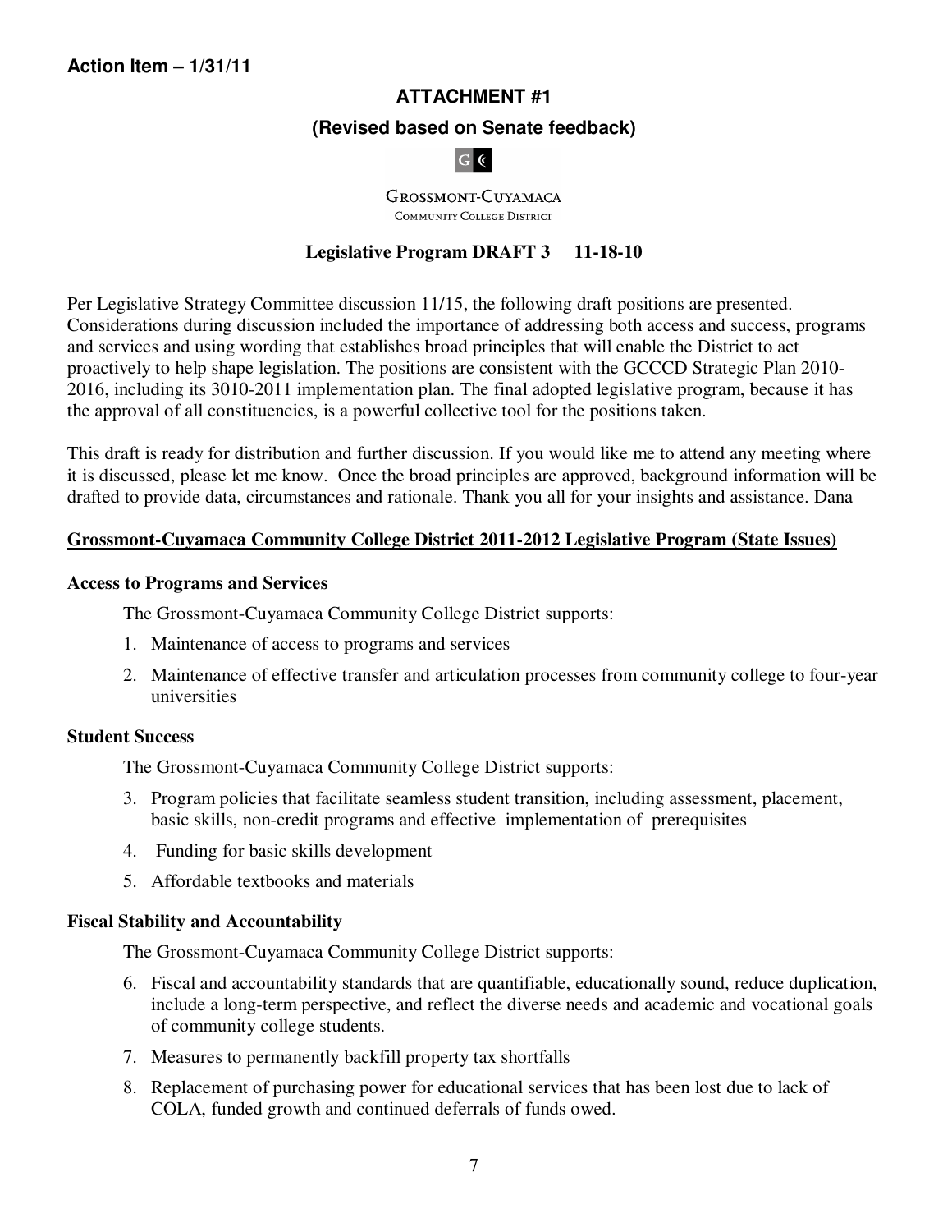**Action Item – 1/31/11**

**ATTACHMENT #1**

**(Revised based on Senate feedback)**

GROSSMONT-CUYAMACA
COMMUNITY COLLEGE DISTRICT

**Legislative Program DRAFT 3 11-18-10**

Per Legislative Strategy Committee discussion 11/15, the following draft positions are presented. Considerations during discussion included the importance of addressing both access and success, programs and services and using wording that establishes broad principles that will enable the District to act proactively to help shape legislation. The positions are consistent with the GCCCD Strategic Plan 2010-2016, including its 3010-2011 implementation plan. The final adopted legislative program, because it has the approval of all constituencies, is a powerful collective tool for the positions taken.

This draft is ready for distribution and further discussion. If you would like me to attend any meeting where it is discussed, please let me know. Once the broad principles are approved, background information will be drafted to provide data, circumstances and rationale. Thank you all for your insights and assistance. Dana

## Grossmont-Cuyamaca Community College District 2011-2012 Legislative Program (State Issues)

### Access to Programs and Services

The Grossmont-Cuyamaca Community College District supports:

1. Maintenance of access to programs and services
2. Maintenance of effective transfer and articulation processes from community college to four-year universities

### Student Success

The Grossmont-Cuyamaca Community College District supports:

3. Program policies that facilitate seamless student transition, including assessment, placement, basic skills, non-credit programs and effective implementation of prerequisites
4. Funding for basic skills development
5. Affordable textbooks and materials

### Fiscal Stability and Accountability

The Grossmont-Cuyamaca Community College District supports:

6. Fiscal and accountability standards that are quantifiable, educationally sound, reduce duplication, include a long-term perspective, and reflect the diverse needs and academic and vocational goals of community college students.
7. Measures to permanently backfill property tax shortfalls
8. Replacement of purchasing power for educational services that has been lost due to lack of COLA, funded growth and continued deferrals of funds owed.